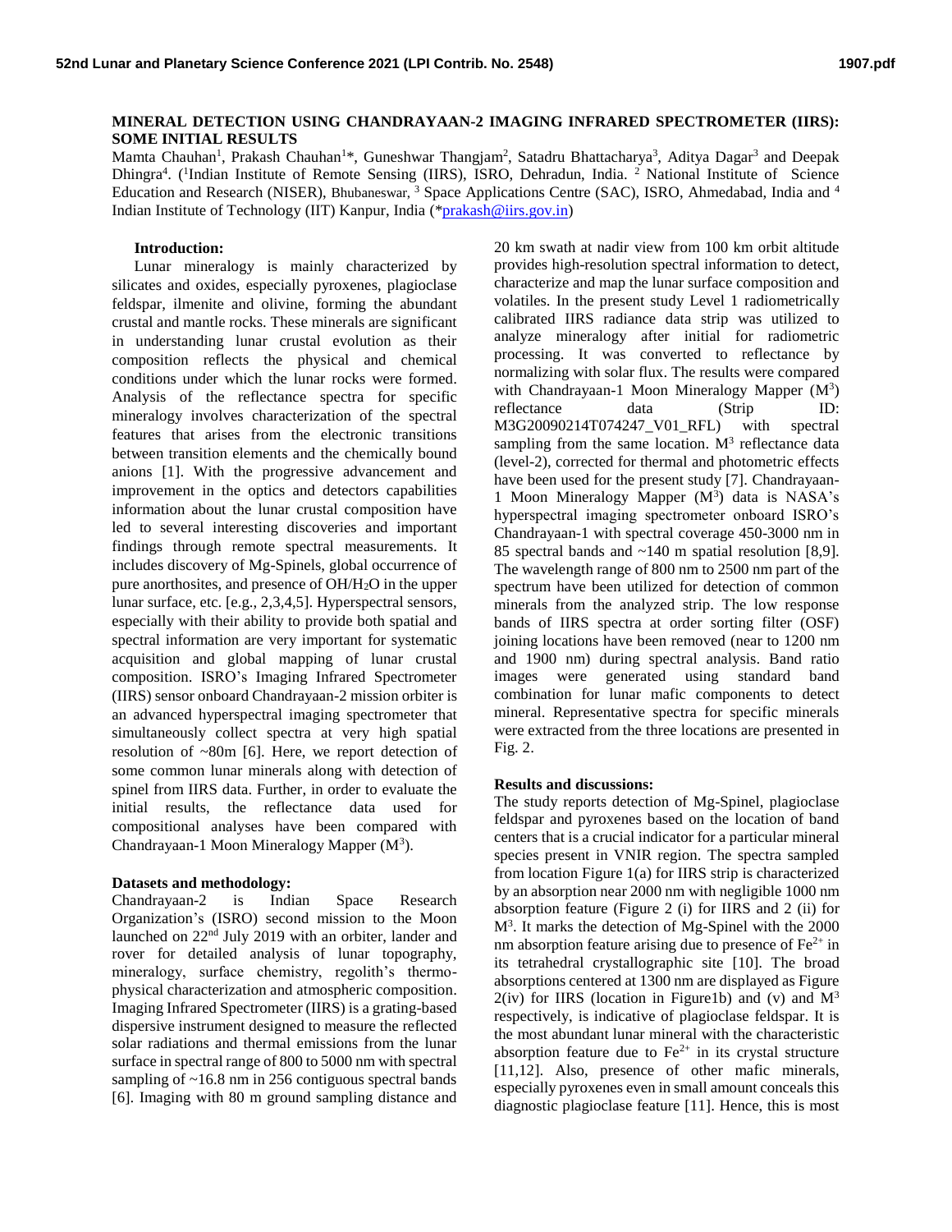# MINERAL DETECTION USING CHANDRAYAAN-2 IMAGING INFRARED SPECTROMETER (IIRS): SOME INITIAL RESULTS

Mamta Chauhan[1], Prakash Chauhan[1]*, Guneshwar Thangjam[2], Satadru Bhattacharya[3], Aditya Dagar[3] and Deepak Dhingra[4]. ([1]Indian Institute of Remote Sensing (IIRS), ISRO, Dehradun, India. [2] National Institute of Science Education and Research (NISER), Bhubaneswar, [3] Space Applications Centre (SAC), ISRO, Ahmedabad, India and [4] Indian Institute of Technology (IIT) Kanpur, India (*prakash@iirs.gov.in)

## Introduction:

Lunar mineralogy is mainly characterized by silicates and oxides, especially pyroxenes, plagioclase feldspar, ilmenite and olivine, forming the abundant crustal and mantle rocks. These minerals are significant in understanding lunar crustal evolution as their composition reflects the physical and chemical conditions under which the lunar rocks were formed. Analysis of the reflectance spectra for specific mineralogy involves characterization of the spectral features that arises from the electronic transitions between transition elements and the chemically bound anions [1]. With the progressive advancement and improvement in the optics and detectors capabilities information about the lunar crustal composition have led to several interesting discoveries and important findings through remote spectral measurements. It includes discovery of Mg-Spinels, global occurrence of pure anorthosites, and presence of $OH/H_2O$ in the upper lunar surface, etc. [e.g., 2,3,4,5]. Hyperspectral sensors, especially with their ability to provide both spatial and spectral information are very important for systematic acquisition and global mapping of lunar crustal composition. ISRO's Imaging Infrared Spectrometer (IIRS) sensor onboard Chandrayaan-2 mission orbiter is an advanced hyperspectral imaging spectrometer that simultaneously collect spectra at very high spatial resolution of ~80m [6]. Here, we report detection of some common lunar minerals along with detection of spinel from IIRS data. Further, in order to evaluate the initial results, the reflectance data used for compositional analyses have been compared with Chandrayaan-1 Moon Mineralogy Mapper ($M^3$).

## Datasets and methodology:

Chandrayaan-2 is Indian Space Research Organization's (ISRO) second mission to the Moon launched on 22nd July 2019 with an orbiter, lander and rover for detailed analysis of lunar topography, mineralogy, surface chemistry, regolith's thermo-physical characterization and atmospheric composition. Imaging Infrared Spectrometer (IIRS) is a grating-based dispersive instrument designed to measure the reflected solar radiations and thermal emissions from the lunar surface in spectral range of 800 to 5000 nm with spectral sampling of ~16.8 nm in 256 contiguous spectral bands [6]. Imaging with 80 m ground sampling distance and 20 km swath at nadir view from 100 km orbit altitude provides high-resolution spectral information to detect, characterize and map the lunar surface composition and volatiles. In the present study Level 1 radiometrically calibrated IIRS radiance data strip was utilized to analyze mineralogy after initial for radiometric processing. It was converted to reflectance by normalizing with solar flux. The results were compared with Chandrayaan-1 Moon Mineralogy Mapper ($M^3$) reflectance data (Strip ID: M3G20090214T074247_V01_RFL) with spectral sampling from the same location. $M^3$ reflectance data (level-2), corrected for thermal and photometric effects have been used for the present study [7]. Chandrayaan-1 Moon Mineralogy Mapper ($M^3$) data is NASA's hyperspectral imaging spectrometer onboard ISRO's Chandrayaan-1 with spectral coverage 450-3000 nm in 85 spectral bands and ~140 m spatial resolution [8,9]. The wavelength range of 800 nm to 2500 nm part of the spectrum have been utilized for detection of common minerals from the analyzed strip. The low response bands of IIRS spectra at order sorting filter (OSF) joining locations have been removed (near to 1200 nm and 1900 nm) during spectral analysis. Band ratio images were generated using standard band combination for lunar mafic components to detect mineral. Representative spectra for specific minerals were extracted from the three locations are presented in Fig. 2.

## Results and discussions:

The study reports detection of Mg-Spinel, plagioclase feldspar and pyroxenes based on the location of band centers that is a crucial indicator for a particular mineral species present in VNIR region. The spectra sampled from location Figure 1(a) for IIRS strip is characterized by an absorption near 2000 nm with negligible 1000 nm absorption feature (Figure 2 (i) for IIRS and 2 (ii) for $M^3$. It marks the detection of Mg-Spinel with the 2000 nm absorption feature arising due to presence of $Fe^{2+}$ in its tetrahedral crystallographic site [10]. The broad absorptions centered at 1300 nm are displayed as Figure 2(iv) for IIRS (location in Figure1b) and (v) and $M^3$ respectively, is indicative of plagioclase feldspar. It is the most abundant lunar mineral with the characteristic absorption feature due to $Fe^{2+}$ in its crystal structure [11,12]. Also, presence of other mafic minerals, especially pyroxenes even in small amount conceals this diagnostic plagioclase feature [11]. Hence, this is most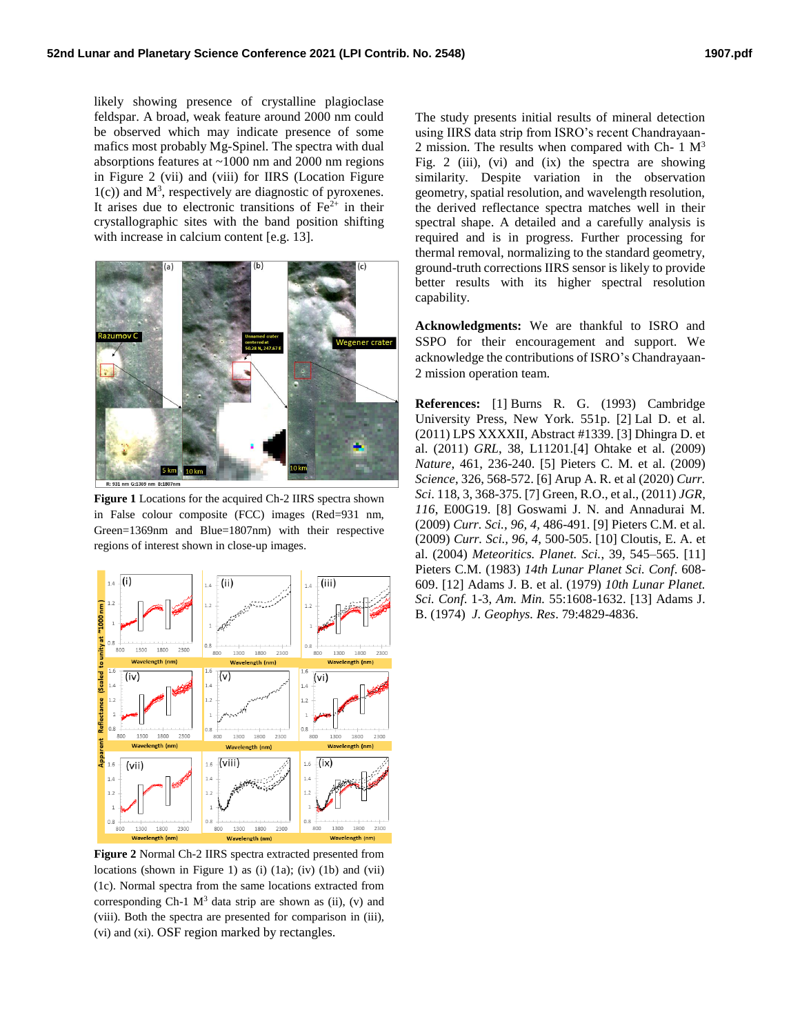likely showing presence of crystalline plagioclase feldspar. A broad, weak feature around 2000 nm could be observed which may indicate presence of some mafics most probably Mg-Spinel. The spectra with dual absorptions features at ~1000 nm and 2000 nm regions in Figure 2 (vii) and (viii) for IIRS (Location Figure 1(c)) and M[3], respectively are diagnostic of pyroxenes. It arises due to electronic transitions of $Fe^{2+}$ in their crystallographic sites with the band position shifting with increase in calcium content [e.g. 13].

(a) (b) (c)
Razumov C
Unnamed crater centered at 50.28 N, 247.67 E
Wegener crater
5 km 10 km 10 km
R: 931 nm G:1369 nm B:1807nm

**Figure 1** Locations for the acquired Ch-2 IIRS spectra shown in False colour composite (FCC) images (Red=931 nm, Green=1369nm and Blue=1807nm) with their respective regions of interest shown in close-up images.

Apparent Reflectance (Scaled to unity at ~1000 nm)
(i) (ii) (iii) (iv) (v) (vi) (vii) (viii) (ix)
Wavelength (nm)
800 1300 1800 2300

**Figure 2** Normal Ch-2 IIRS spectra extracted presented from locations (shown in Figure 1) as (i) (1a); (iv) (1b) and (vii) (1c). Normal spectra from the same locations extracted from corresponding Ch-1 M[3] data strip are shown as (ii), (v) and (viii). Both the spectra are presented for comparison in (iii), (vi) and (xi). OSF region marked by rectangles.

The study presents initial results of mineral detection using IIRS data strip from ISRO's recent Chandrayaan-2 mission. The results when compared with Ch- 1 M[3] Fig. 2 (iii), (vi) and (ix) the spectra are showing similarity. Despite variation in the observation geometry, spatial resolution, and wavelength resolution, the derived reflectance spectra matches well in their spectral shape. A detailed and a carefully analysis is required and is in progress. Further processing for thermal removal, normalizing to the standard geometry, ground-truth corrections IIRS sensor is likely to provide better results with its higher spectral resolution capability.

**Acknowledgments:** We are thankful to ISRO and SSPO for their encouragement and support. We acknowledge the contributions of ISRO's Chandrayaan-2 mission operation team.

**References:** [1] Burns R. G. (1993) Cambridge University Press, New York. 551p. [2] Lal D. et al. (2011) LPS XXXXII, Abstract #1339. [3] Dhingra D. et al. (2011) *GRL*, 38, L11201.[4] Ohtake et al. (2009) *Nature*, 461, 236-240. [5] Pieters C. M. et al. (2009) *Science*, 326, 568-572. [6] Arup A. R. et al (2020) *Curr. Sci*. 118, 3, 368-375. [7] Green, R.O., et al., (2011) *JGR, 116*, E00G19. [8] Goswami J. N. and Annadurai M. (2009) *Curr. Sci., 96, 4,* 486-491. [9] Pieters C.M. et al. (2009) *Curr. Sci., 96, 4,* 500-505. [10] Cloutis, E. A. et al. (2004) *Meteoritics. Planet. Sci.*, 39, 545–565. [11] Pieters C.M. (1983) *14th Lunar Planet Sci. Conf*. 608-609. [12] Adams J. B. et al. (1979) *10th Lunar Planet. Sci. Conf.* 1-3, *Am. Min.* 55:1608-1632. [13] Adams J. B. (1974) *J. Geophys. Res*. 79:4829-4836.